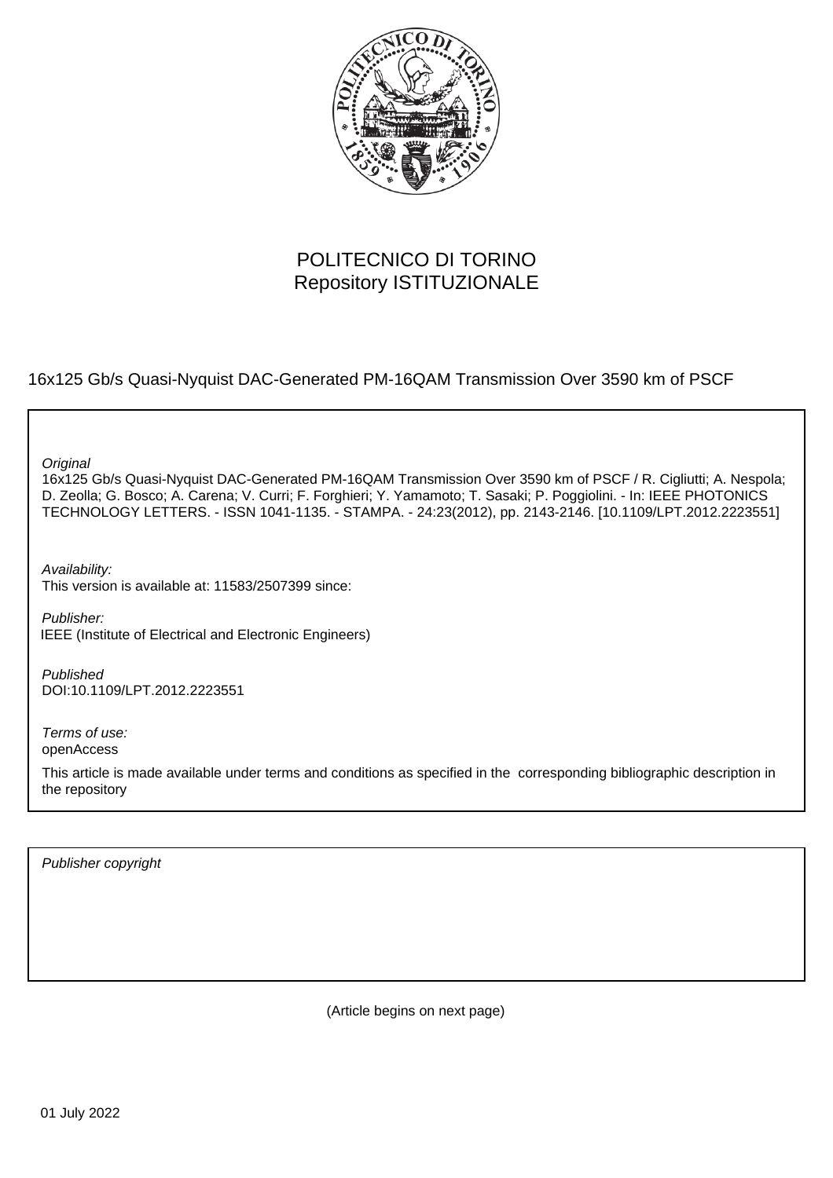POLITECNICO DI TORINO
Repository ISTITUZIONALE

16x125 Gb/s Quasi-Nyquist DAC-Generated PM-16QAM Transmission Over 3590 km of PSCF

*Original*
16x125 Gb/s Quasi-Nyquist DAC-Generated PM-16QAM Transmission Over 3590 km of PSCF / R. Cigliutti; A. Nespola; D. Zeolla; G. Bosco; A. Carena; V. Curri; F. Forghieri; Y. Yamamoto; T. Sasaki; P. Poggiolini. - In: IEEE PHOTONICS TECHNOLOGY LETTERS. - ISSN 1041-1135. - STAMPA. - 24:23(2012), pp. 2143-2146. [10.1109/LPT.2012.2223551]

*Availability:*
This version is available at: 11583/2507399 since:

*Publisher:*
IEEE (Institute of Electrical and Electronic Engineers)

*Published*
DOI:10.1109/LPT.2012.2223551

*Terms of use:*
openAccess

This article is made available under terms and conditions as specified in the corresponding bibliographic description in the repository

*Publisher copyright*

(Article begins on next page)

01 July 2022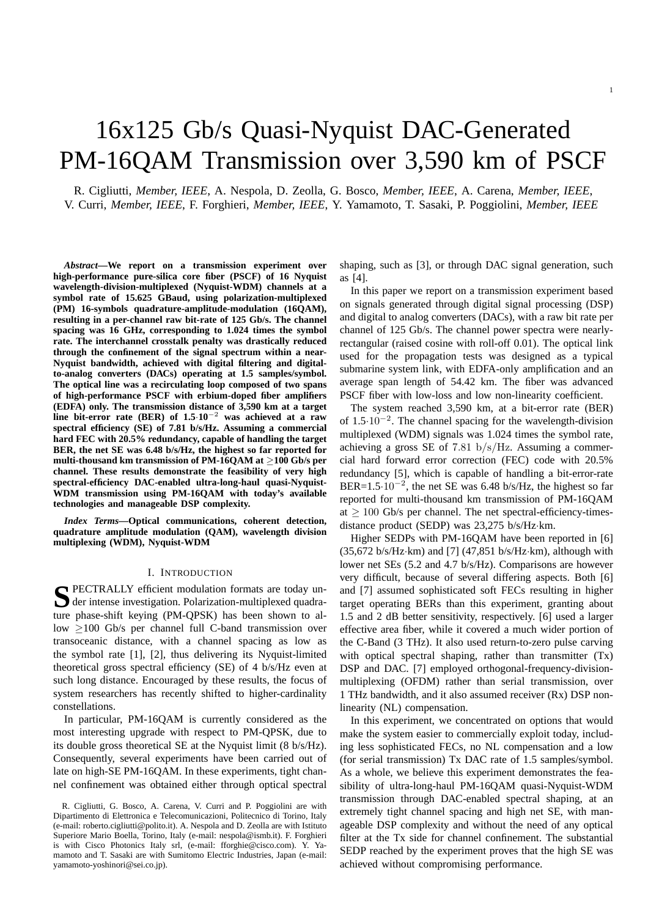# 16x125 Gb/s Quasi-Nyquist DAC-Generated PM-16QAM Transmission over 3,590 km of PSCF

R. Cigliutti, *Member, IEEE*, A. Nespola, D. Zeolla, G. Bosco, *Member, IEEE*, A. Carena, *Member, IEEE*, V. Curri, *Member, IEEE*, F. Forghieri, *Member, IEEE*, Y. Yamamoto, T. Sasaki, P. Poggiolini, *Member, IEEE*

***Abstract*—We report on a transmission experiment over high-performance pure-silica core fiber (PSCF) of 16 Nyquist wavelength-division-multiplexed (Nyquist-WDM) channels at a symbol rate of 15.625 GBaud, using polarization-multiplexed (PM) 16-symbols quadrature-amplitude-modulation (16QAM), resulting in a per-channel raw bit-rate of 125 Gb/s. The channel spacing was 16 GHz, corresponding to 1.024 times the symbol rate. The interchannel crosstalk penalty was drastically reduced through the confinement of the signal spectrum within a near-Nyquist bandwidth, achieved with digital filtering and digital-to-analog converters (DACs) operating at 1.5 samples/symbol. The optical line was a recirculating loop composed of two spans of high-performance PSCF with erbium-doped fiber amplifiers (EDFA) only. The transmission distance of 3,590 km at a target line bit-error rate (BER) of 1.5·$10^{-2}$ was achieved at a raw spectral efficiency (SE) of 7.81 b/s/Hz. Assuming a commercial hard FEC with 20.5% redundancy, capable of handling the target BER, the net SE was 6.48 b/s/Hz, the highest so far reported for multi-thousand km transmission of PM-16QAM at ≥100 Gb/s per channel. These results demonstrate the feasibility of very high spectral-efficiency DAC-enabled ultra-long-haul quasi-Nyquist-WDM transmission using PM-16QAM with today's available technologies and manageable DSP complexity.**

***Index Terms*—Optical communications, coherent detection, quadrature amplitude modulation (QAM), wavelength division multiplexing (WDM), Nyquist-WDM**

## I. Introduction

Spectrally efficient modulation formats are today under intense investigation. Polarization-multiplexed quadrature phase-shift keying (PM-QPSK) has been shown to allow ≥100 Gb/s per channel full C-band transmission over transoceanic distance, with a channel spacing as low as the symbol rate [1], [2], thus delivering its Nyquist-limited theoretical gross spectral efficiency (SE) of 4 b/s/Hz even at such long distance. Encouraged by these results, the focus of system researchers has recently shifted to higher-cardinality constellations.

In particular, PM-16QAM is currently considered as the most interesting upgrade with respect to PM-QPSK, due to its double gross theoretical SE at the Nyquist limit (8 b/s/Hz). Consequently, several experiments have been carried out of late on high-SE PM-16QAM. In these experiments, tight channel confinement was obtained either through optical spectral shaping, such as [3], or through DAC signal generation, such as [4].

In this paper we report on a transmission experiment based on signals generated through digital signal processing (DSP) and digital to analog converters (DACs), with a raw bit rate per channel of 125 Gb/s. The channel power spectra were nearly-rectangular (raised cosine with roll-off 0.01). The optical link used for the propagation tests was designed as a typical submarine system link, with EDFA-only amplification and an average span length of 54.42 km. The fiber was advanced PSCF fiber with low-loss and low non-linearity coefficient.

The system reached 3,590 km, at a bit-error rate (BER) of 1.5·$10^{-2}$. The channel spacing for the wavelength-division multiplexed (WDM) signals was 1.024 times the symbol rate, achieving a gross SE of 7.81 b/s/Hz. Assuming a commercial hard forward error correction (FEC) code with 20.5% redundancy [5], which is capable of handling a bit-error-rate BER=1.5·$10^{-2}$, the net SE was 6.48 b/s/Hz, the highest so far reported for multi-thousand km transmission of PM-16QAM at ≥ 100 Gb/s per channel. The net spectral-efficiency-times-distance product (SEDP) was 23,275 b/s/Hz·km.

Higher SEDPs with PM-16QAM have been reported in [6] (35,672 b/s/Hz·km) and [7] (47,851 b/s/Hz·km), although with lower net SEs (5.2 and 4.7 b/s/Hz). Comparisons are however very difficult, because of several differing aspects. Both [6] and [7] assumed sophisticated soft FECs resulting in higher target operating BERs than this experiment, granting about 1.5 and 2 dB better sensitivity, respectively. [6] used a larger effective area fiber, while it covered a much wider portion of the C-Band (3 THz). It also used return-to-zero pulse carving with optical spectral shaping, rather than transmitter (Tx) DSP and DAC. [7] employed orthogonal-frequency-division-multiplexing (OFDM) rather than serial transmission, over 1 THz bandwidth, and it also assumed receiver (Rx) DSP non-linearity (NL) compensation.

In this experiment, we concentrated on options that would make the system easier to commercially exploit today, including less sophisticated FECs, no NL compensation and a low (for serial transmission) Tx DAC rate of 1.5 samples/symbol. As a whole, we believe this experiment demonstrates the feasibility of ultra-long-haul PM-16QAM quasi-Nyquist-WDM transmission through DAC-enabled spectral shaping, at an extremely tight channel spacing and high net SE, with manageable DSP complexity and without the need of any optical filter at the Tx side for channel confinement. The substantial SEDP reached by the experiment proves that the high SE was achieved without compromising performance.

R. Cigliutti, G. Bosco, A. Carena, V. Curri and P. Poggiolini are with Dipartimento di Elettronica e Telecomunicazioni, Politecnico di Torino, Italy (e-mail: roberto.cigliutti@polito.it). A. Nespola and D. Zeolla are with Istituto Superiore Mario Boella, Torino, Italy (e-mail: nespola@ismb.it). F. Forghieri is with Cisco Photonics Italy srl, (e-mail: fforghie@cisco.com). Y. Yamamoto and T. Sasaki are with Sumitomo Electric Industries, Japan (e-mail: yamamoto-yoshinori@sei.co.jp).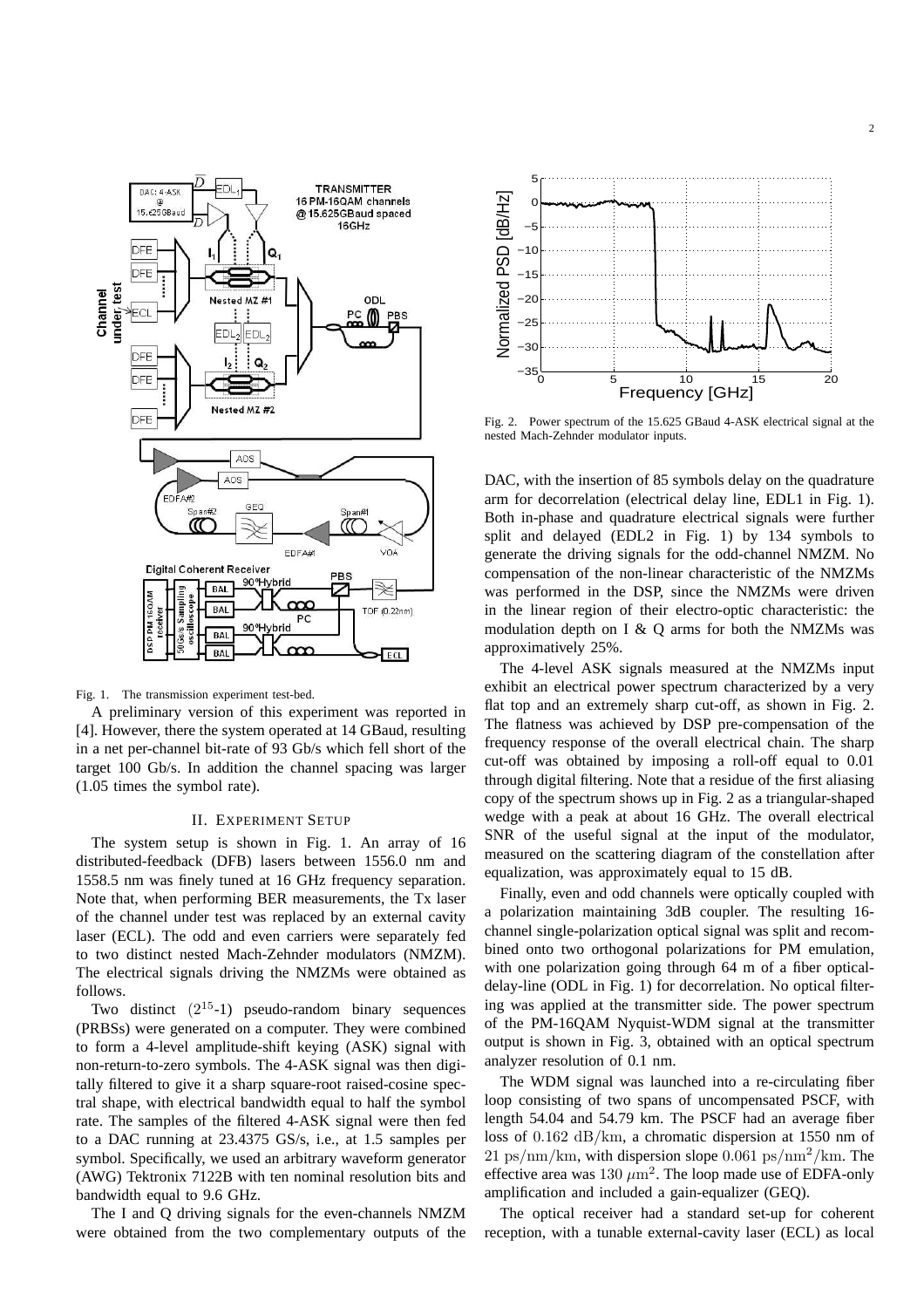Fig. 1. The transmission experiment test-bed.

A preliminary version of this experiment was reported in [4]. However, there the system operated at 14 GBaud, resulting in a net per-channel bit-rate of 93 Gb/s which fell short of the target 100 Gb/s. In addition the channel spacing was larger (1.05 times the symbol rate).

## II. Experiment Setup

The system setup is shown in Fig. 1. An array of 16 distributed-feedback (DFB) lasers between 1556.0 nm and 1558.5 nm was finely tuned at 16 GHz frequency separation. Note that, when performing BER measurements, the Tx laser of the channel under test was replaced by an external cavity laser (ECL). The odd and even carriers were separately fed to two distinct nested Mach-Zehnder modulators (NMZM). The electrical signals driving the NMZMs were obtained as follows.

Two distinct ($2^{15}$-1) pseudo-random binary sequences (PRBSs) were generated on a computer. They were combined to form a 4-level amplitude-shift keying (ASK) signal with non-return-to-zero symbols. The 4-ASK signal was then digitally filtered to give it a sharp square-root raised-cosine spectral shape, with electrical bandwidth equal to half the symbol rate. The samples of the filtered 4-ASK signal were then fed to a DAC running at 23.4375 GS/s, i.e., at 1.5 samples per symbol. Specifically, we used an arbitrary waveform generator (AWG) Tektronix 7122B with ten nominal resolution bits and bandwidth equal to 9.6 GHz.

The I and Q driving signals for the even-channels NMZM were obtained from the two complementary outputs of the DAC, with the insertion of 85 symbols delay on the quadrature arm for decorrelation (electrical delay line, EDL1 in Fig. 1). Both in-phase and quadrature electrical signals were further split and delayed (EDL2 in Fig. 1) by 134 symbols to generate the driving signals for the odd-channel NMZM. No compensation of the non-linear characteristic of the NMZMs was performed in the DSP, since the NMZMs were driven in the linear region of their electro-optic characteristic: the modulation depth on I & Q arms for both the NMZMs was approximatively 25%.

Fig. 2. Power spectrum of the 15.625 GBaud 4-ASK electrical signal at the nested Mach-Zehnder modulator inputs.

The 4-level ASK signals measured at the NMZMs input exhibit an electrical power spectrum characterized by a very flat top and an extremely sharp cut-off, as shown in Fig. 2. The flatness was achieved by DSP pre-compensation of the frequency response of the overall electrical chain. The sharp cut-off was obtained by imposing a roll-off equal to 0.01 through digital filtering. Note that a residue of the first aliasing copy of the spectrum shows up in Fig. 2 as a triangular-shaped wedge with a peak at about 16 GHz. The overall electrical SNR of the useful signal at the input of the modulator, measured on the scattering diagram of the constellation after equalization, was approximately equal to 15 dB.

Finally, even and odd channels were optically coupled with a polarization maintaining 3dB coupler. The resulting 16-channel single-polarization optical signal was split and recombined onto two orthogonal polarizations for PM emulation, with one polarization going through 64 m of a fiber optical-delay-line (ODL in Fig. 1) for decorrelation. No optical filtering was applied at the transmitter side. The power spectrum of the PM-16QAM Nyquist-WDM signal at the transmitter output is shown in Fig. 3, obtained with an optical spectrum analyzer resolution of 0.1 nm.

The WDM signal was launched into a re-circulating fiber loop consisting of two spans of uncompensated PSCF, with length 54.04 and 54.79 km. The PSCF had an average fiber loss of $0.162\ \mathrm{dB/km}$, a chromatic dispersion at 1550 nm of $21\ \mathrm{ps/nm/km}$, with dispersion slope $0.061\ \mathrm{ps/nm^2/km}$. The effective area was $130\ \mu\mathrm{m}^2$. The loop made use of EDFA-only amplification and included a gain-equalizer (GEQ).

The optical receiver had a standard set-up for coherent reception, with a tunable external-cavity laser (ECL) as local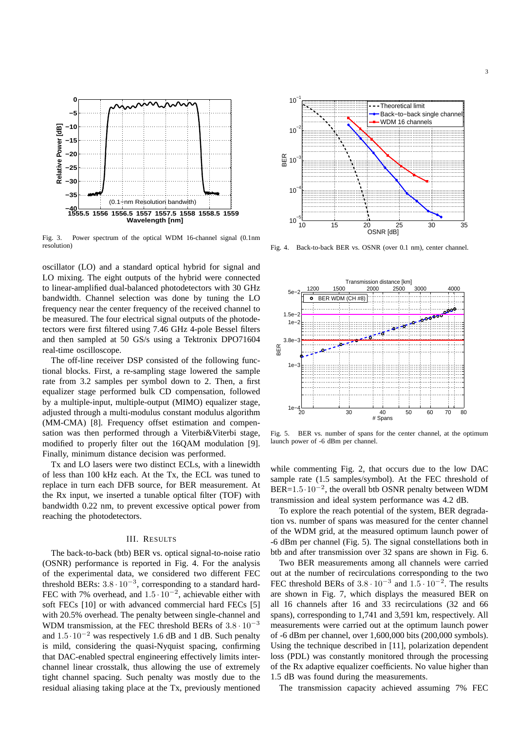Fig. 3. Power spectrum of the optical WDM 16-channel signal (0.1nm resolution)

Fig. 4. Back-to-back BER vs. OSNR (over 0.1 nm), center channel.

oscillator (LO) and a standard optical hybrid for signal and LO mixing. The eight outputs of the hybrid were connected to linear-amplified dual-balanced photodetectors with 30 GHz bandwidth. Channel selection was done by tuning the LO frequency near the center frequency of the received channel to be measured. The four electrical signal outputs of the photodetectors were first filtered using 7.46 GHz 4-pole Bessel filters and then sampled at 50 GS/s using a Tektronix DPO71604 real-time oscilloscope.

The off-line receiver DSP consisted of the following functional blocks. First, a re-sampling stage lowered the sample rate from 3.2 samples per symbol down to 2. Then, a first equalizer stage performed bulk CD compensation, followed by a multiple-input, multiple-output (MIMO) equalizer stage, adjusted through a multi-modulus constant modulus algorithm (MM-CMA) [8]. Frequency offset estimation and compensation was then performed through a Viterbi&Viterbi stage, modified to properly filter out the 16QAM modulation [9]. Finally, minimum distance decision was performed.

Tx and LO lasers were two distinct ECLs, with a linewidth of less than 100 kHz each. At the Tx, the ECL was tuned to replace in turn each DFB source, for BER measurement. At the Rx input, we inserted a tunable optical filter (TOF) with bandwidth 0.22 nm, to prevent excessive optical power from reaching the photodetectors.

## III. Results

The back-to-back (btb) BER vs. optical signal-to-noise ratio (OSNR) performance is reported in Fig. 4. For the analysis of the experimental data, we considered two different FEC threshold BERs: $3.8 \cdot 10^{-3}$, corresponding to a standard hard-FEC with 7% overhead, and $1.5 \cdot 10^{-2}$, achievable either with soft FECs [10] or with advanced commercial hard FECs [5] with 20.5% overhead. The penalty between single-channel and WDM transmission, at the FEC threshold BERs of $3.8 \cdot 10^{-3}$ and $1.5 \cdot 10^{-2}$ was respectively 1.6 dB and 1 dB. Such penalty is mild, considering the quasi-Nyquist spacing, confirming that DAC-enabled spectral engineering effectively limits inter-channel linear crosstalk, thus allowing the use of extremely tight channel spacing. Such penalty was mostly due to the residual aliasing taking place at the Tx, previously mentioned

Fig. 5. BER vs. number of spans for the center channel, at the optimum launch power of -6 dBm per channel.

while commenting Fig. 2, that occurs due to the low DAC sample rate (1.5 samples/symbol). At the FEC threshold of BER=$1.5 \cdot 10^{-2}$, the overall btb OSNR penalty between WDM transmission and ideal system performance was 4.2 dB.

To explore the reach potential of the system, BER degradation vs. number of spans was measured for the center channel of the WDM grid, at the measured optimum launch power of -6 dBm per channel (Fig. 5). The signal constellations both in btb and after transmission over 32 spans are shown in Fig. 6.

Two BER measurements among all channels were carried out at the number of recirculations corresponding to the two FEC threshold BERs of $3.8 \cdot 10^{-3}$ and $1.5 \cdot 10^{-2}$. The results are shown in Fig. 7, which displays the measured BER on all 16 channels after 16 and 33 recirculations (32 and 66 spans), corresponding to 1,741 and 3,591 km, respectively. All measurements were carried out at the optimum launch power of -6 dBm per channel, over 1,600,000 bits (200,000 symbols). Using the technique described in [11], polarization dependent loss (PDL) was constantly monitored through the processing of the Rx adaptive equalizer coefficients. No value higher than 1.5 dB was found during the measurements.

The transmission capacity achieved assuming 7% FEC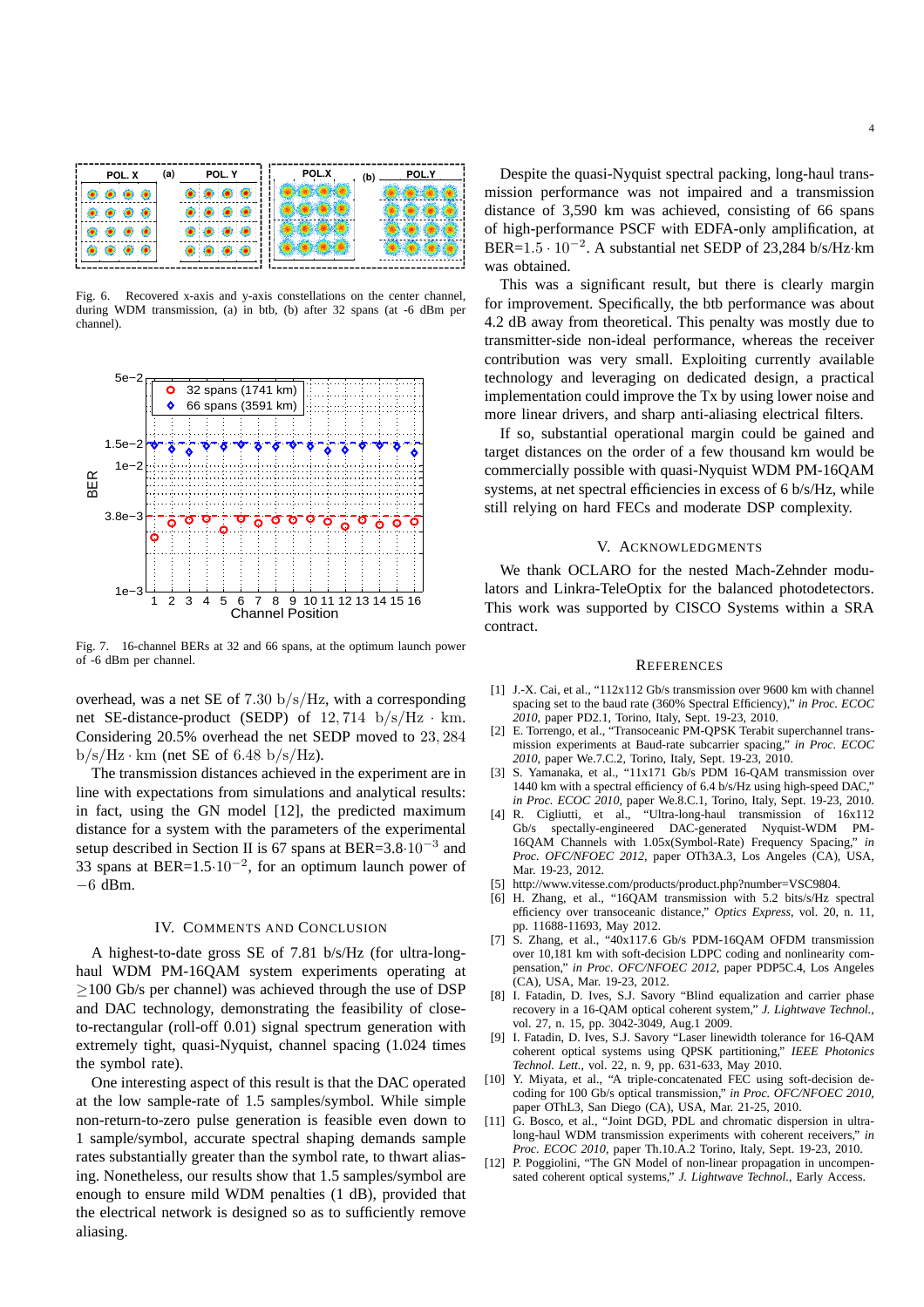POL. X (a) POL. Y

POL.X (b) POL.Y

Fig. 6. Recovered x-axis and y-axis constellations on the center channel, during WDM transmission, (a) in btb, (b) after 32 spans (at -6 dBm per channel).

5e−2

32 spans (1741 km)

66 spans (3591 km)

1.5e−2

1e−2

BER

3.8e−3

1e−3

1 2 3 4 5 6 7 8 9 10 11 12 13 14 15 16

Channel Position

Fig. 7. 16-channel BERs at 32 and 66 spans, at the optimum launch power of -6 dBm per channel.

overhead, was a net SE of $7.30$ b/s/Hz, with a corresponding net SE-distance-product (SEDP) of $12,714$ b/s/Hz · km. Considering 20.5% overhead the net SEDP moved to $23,284$ b/s/Hz · km (net SE of $6.48$ b/s/Hz).

The transmission distances achieved in the experiment are in line with expectations from simulations and analytical results: in fact, using the GN model [12], the predicted maximum distance for a system with the parameters of the experimental setup described in Section II is 67 spans at BER=$3.8{\cdot}10^{-3}$ and 33 spans at BER=$1.5{\cdot}10^{-2}$, for an optimum launch power of $-6$ dBm.

## IV. Comments and Conclusion

A highest-to-date gross SE of 7.81 b/s/Hz (for ultra-long-haul WDM PM-16QAM system experiments operating at $\geq$100 Gb/s per channel) was achieved through the use of DSP and DAC technology, demonstrating the feasibility of close-to-rectangular (roll-off 0.01) signal spectrum generation with extremely tight, quasi-Nyquist, channel spacing (1.024 times the symbol rate).

One interesting aspect of this result is that the DAC operated at the low sample-rate of 1.5 samples/symbol. While simple non-return-to-zero pulse generation is feasible even down to 1 sample/symbol, accurate spectral shaping demands sample rates substantially greater than the symbol rate, to thwart aliasing. Nonetheless, our results show that 1.5 samples/symbol are enough to ensure mild WDM penalties (1 dB), provided that the electrical network is designed so as to sufficiently remove aliasing.

Despite the quasi-Nyquist spectral packing, long-haul transmission performance was not impaired and a transmission distance of 3,590 km was achieved, consisting of 66 spans of high-performance PSCF with EDFA-only amplification, at BER=$1.5 \cdot 10^{-2}$. A substantial net SEDP of 23,284 b/s/Hz·km was obtained.

This was a significant result, but there is clearly margin for improvement. Specifically, the btb performance was about 4.2 dB away from theoretical. This penalty was mostly due to transmitter-side non-ideal performance, whereas the receiver contribution was very small. Exploiting currently available technology and leveraging on dedicated design, a practical implementation could improve the Tx by using lower noise and more linear drivers, and sharp anti-aliasing electrical filters.

If so, substantial operational margin could be gained and target distances on the order of a few thousand km would be commercially possible with quasi-Nyquist WDM PM-16QAM systems, at net spectral efficiencies in excess of 6 b/s/Hz, while still relying on hard FECs and moderate DSP complexity.

## V. Acknowledgments

We thank OCLARO for the nested Mach-Zehnder modulators and Linkra-TeleOptix for the balanced photodetectors. This work was supported by CISCO Systems within a SRA contract.

## References

[1] J.-X. Cai, et al., "112x112 Gb/s transmission over 9600 km with channel spacing set to the baud rate (360% Spectral Efficiency)," *in Proc. ECOC 2010*, paper PD2.1, Torino, Italy, Sept. 19-23, 2010.

[2] E. Torrengo, et al., "Transoceanic PM-QPSK Terabit superchannel transmission experiments at Baud-rate subcarrier spacing," *in Proc. ECOC 2010*, paper We.7.C.2, Torino, Italy, Sept. 19-23, 2010.

[3] S. Yamanaka, et al., "11x171 Gb/s PDM 16-QAM transmission over 1440 km with a spectral efficiency of 6.4 b/s/Hz using high-speed DAC," *in Proc. ECOC 2010*, paper We.8.C.1, Torino, Italy, Sept. 19-23, 2010.

[4] R. Cigliutti, et al., "Ultra-long-haul transmission of 16x112 Gb/s spectrally-engineered DAC-generated Nyquist-WDM PM-16QAM Channels with 1.05x(Symbol-Rate) Frequency Spacing," *in Proc. OFC/NFOEC 2012*, paper OTh3A.3, Los Angeles (CA), USA, Mar. 19-23, 2012.

[5] http://www.vitesse.com/products/product.php?number=VSC9804.

[6] H. Zhang, et al., "16QAM transmission with 5.2 bits/s/Hz spectral efficiency over transoceanic distance," *Optics Express*, vol. 20, n. 11, pp. 11688-11693, May 2012.

[7] S. Zhang, et al., "40x117.6 Gb/s PDM-16QAM OFDM transmission over 10,181 km with soft-decision LDPC coding and nonlinearity compensation," *in Proc. OFC/NFOEC 2012*, paper PDP5C.4, Los Angeles (CA), USA, Mar. 19-23, 2012.

[8] I. Fatadin, D. Ives, S.J. Savory "Blind equalization and carrier phase recovery in a 16-QAM optical coherent system," *J. Lightwave Technol.*, vol. 27, n. 15, pp. 3042-3049, Aug.1 2009.

[9] I. Fatadin, D. Ives, S.J. Savory "Laser linewidth tolerance for 16-QAM coherent optical systems using QPSK partitioning," *IEEE Photonics Technol. Lett.*, vol. 22, n. 9, pp. 631-633, May 2010.

[10] Y. Miyata, et al., "A triple-concatenated FEC using soft-decision decoding for 100 Gb/s optical transmission," *in Proc. OFC/NFOEC 2010*, paper OThL3, San Diego (CA), USA, Mar. 21-25, 2010.

[11] G. Bosco, et al., "Joint DGD, PDL and chromatic dispersion in ultra-long-haul WDM transmission experiments with coherent receivers," *in Proc. ECOC 2010*, paper Th.10.A.2 Torino, Italy, Sept. 19-23, 2010.

[12] P. Poggiolini, "The GN Model of non-linear propagation in uncompensated coherent optical systems," *J. Lightwave Technol.*, Early Access.